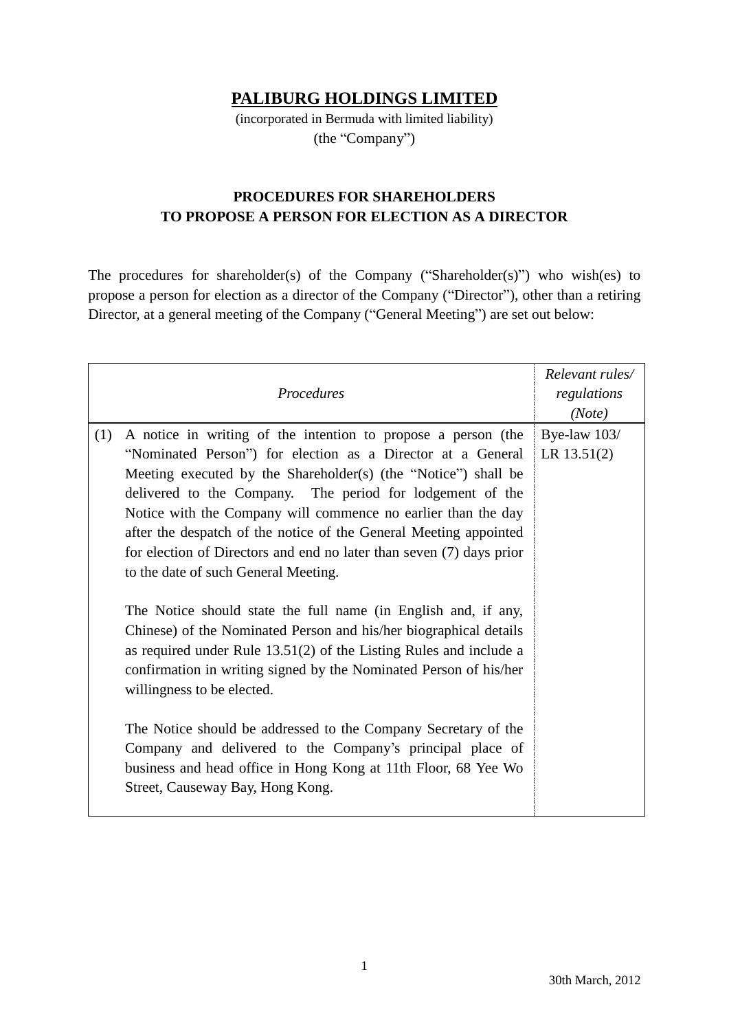# PALIBURG HOLDINGS LIMITED

(incorporated in Bermuda with limited liability)
(the "Company")

## PROCEDURES FOR SHAREHOLDERS TO PROPOSE A PERSON FOR ELECTION AS A DIRECTOR

The procedures for shareholder(s) of the Company ("Shareholder(s)") who wish(es) to propose a person for election as a director of the Company ("Director"), other than a retiring Director, at a general meeting of the Company ("General Meeting") are set out below:

| | *Procedures* | *Relevant rules/ regulations (Note)* |
|---|---|---|
| (1) | A notice in writing of the intention to propose a person (the "Nominated Person") for election as a Director at a General Meeting executed by the Shareholder(s) (the "Notice") shall be delivered to the Company. The period for lodgement of the Notice with the Company will commence no earlier than the day after the despatch of the notice of the General Meeting appointed for election of Directors and end no later than seven (7) days prior to the date of such General Meeting.<br><br>The Notice should state the full name (in English and, if any, Chinese) of the Nominated Person and his/her biographical details as required under Rule 13.51(2) of the Listing Rules and include a confirmation in writing signed by the Nominated Person of his/her willingness to be elected.<br><br>The Notice should be addressed to the Company Secretary of the Company and delivered to the Company's principal place of business and head office in Hong Kong at 11th Floor, 68 Yee Wo Street, Causeway Bay, Hong Kong. | Bye-law 103/ LR 13.51(2) |

30th March, 2012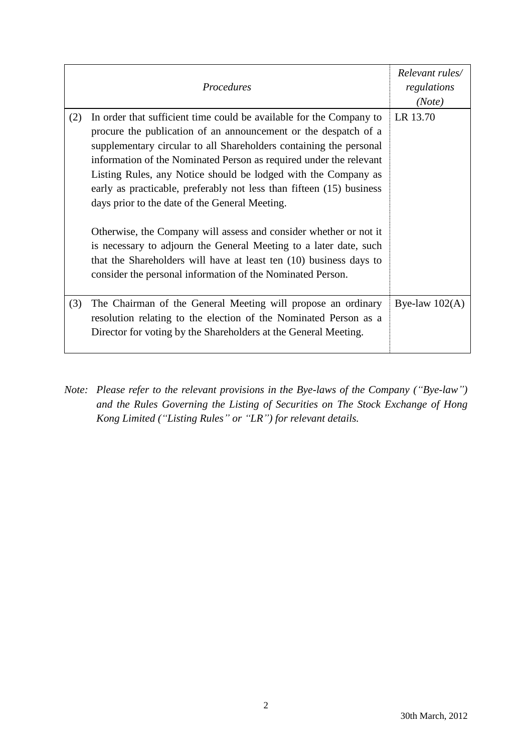| | *Procedures* | *Relevant rules/ regulations (Note)* |
|---|---|---|
| (2) | In order that sufficient time could be available for the Company to procure the publication of an announcement or the despatch of a supplementary circular to all Shareholders containing the personal information of the Nominated Person as required under the relevant Listing Rules, any Notice should be lodged with the Company as early as practicable, preferably not less than fifteen (15) business days prior to the date of the General Meeting.<br><br>Otherwise, the Company will assess and consider whether or not it is necessary to adjourn the General Meeting to a later date, such that the Shareholders will have at least ten (10) business days to consider the personal information of the Nominated Person. | LR 13.70 |
| (3) | The Chairman of the General Meeting will propose an ordinary resolution relating to the election of the Nominated Person as a Director for voting by the Shareholders at the General Meeting. | Bye-law 102(A) |

*Note: Please refer to the relevant provisions in the Bye-laws of the Company ("Bye-law") and the Rules Governing the Listing of Securities on The Stock Exchange of Hong Kong Limited ("Listing Rules" or "LR") for relevant details.*

30th March, 2012